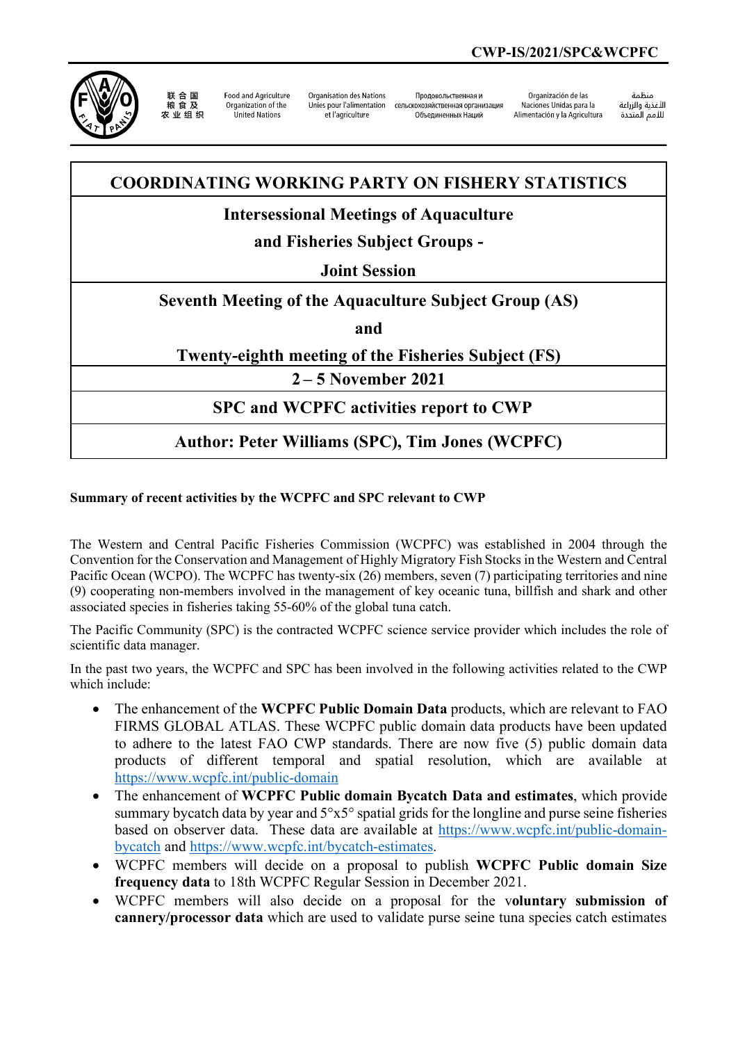CWP-IS/2021/SPC&WCPFC

联合国粮食及农业组织 | Food and Agriculture Organization of the United Nations | Organisation des Nations Unies pour l'alimentation et l'agriculture | Продовольственная и сельскохозяйственная организация Объединенных Наций | Organización de las Naciones Unidas para la Alimentación y la Agricultura | منظمة الأغذية والزراعة للأمم المتحدة

# COORDINATING WORKING PARTY ON FISHERY STATISTICS

## Intersessional Meetings of Aquaculture and Fisheries Subject Groups - Joint Session

## Seventh Meeting of the Aquaculture Subject Group (AS) and Twenty-eighth meeting of the Fisheries Subject (FS)

**2 – 5 November 2021**

## SPC and WCPFC activities report to CWP

**Author: Peter Williams (SPC), Tim Jones (WCPFC)**

### Summary of recent activities by the WCPFC and SPC relevant to CWP

The Western and Central Pacific Fisheries Commission (WCPFC) was established in 2004 through the Convention for the Conservation and Management of Highly Migratory Fish Stocks in the Western and Central Pacific Ocean (WCPO). The WCPFC has twenty-six (26) members, seven (7) participating territories and nine (9) cooperating non-members involved in the management of key oceanic tuna, billfish and shark and other associated species in fisheries taking 55-60% of the global tuna catch.

The Pacific Community (SPC) is the contracted WCPFC science service provider which includes the role of scientific data manager.

In the past two years, the WCPFC and SPC has been involved in the following activities related to the CWP which include:

- The enhancement of the **WCPFC Public Domain Data** products, which are relevant to FAO FIRMS GLOBAL ATLAS. These WCPFC public domain data products have been updated to adhere to the latest FAO CWP standards. There are now five (5) public domain data products of different temporal and spatial resolution, which are available at https://www.wcpfc.int/public-domain
- The enhancement of **WCPFC Public domain Bycatch Data and estimates**, which provide summary bycatch data by year and 5°x5° spatial grids for the longline and purse seine fisheries based on observer data. These data are available at https://www.wcpfc.int/public-domain-bycatch and https://www.wcpfc.int/bycatch-estimates.
- WCPFC members will decide on a proposal to publish **WCPFC Public domain Size frequency data** to 18th WCPFC Regular Session in December 2021.
- WCPFC members will also decide on a proposal for the v**oluntary submission of cannery/processor data** which are used to validate purse seine tuna species catch estimates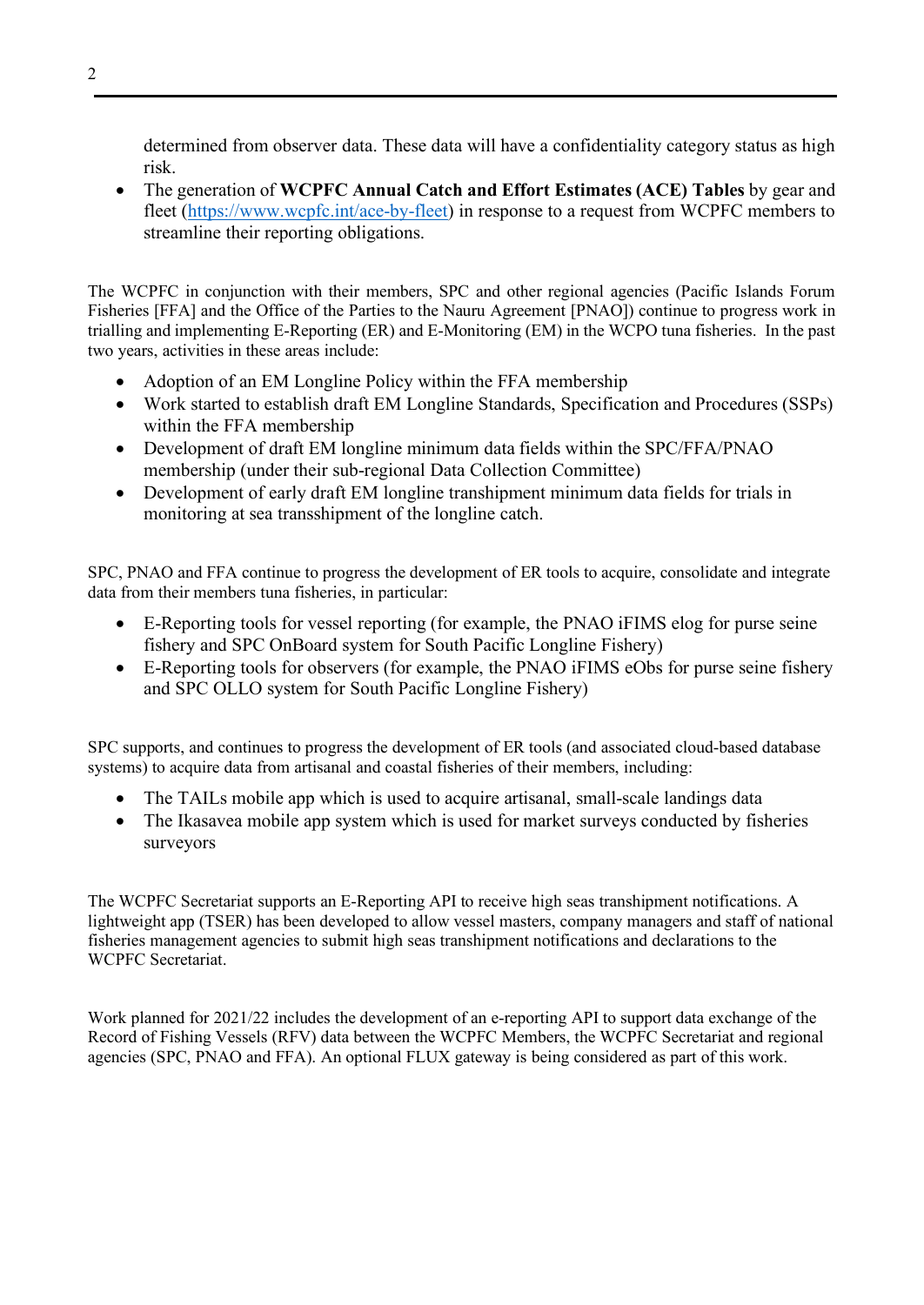determined from observer data. These data will have a confidentiality category status as high risk.

- The generation of **WCPFC Annual Catch and Effort Estimates (ACE) Tables** by gear and fleet ([https://www.wcpfc.int/ace-by-fleet](https://www.wcpfc.int/ace-by-fleet)) in response to a request from WCPFC members to streamline their reporting obligations.

The WCPFC in conjunction with their members, SPC and other regional agencies (Pacific Islands Forum Fisheries [FFA] and the Office of the Parties to the Nauru Agreement [PNAO]) continue to progress work in trialling and implementing E-Reporting (ER) and E-Monitoring (EM) in the WCPO tuna fisheries. In the past two years, activities in these areas include:

- Adoption of an EM Longline Policy within the FFA membership
- Work started to establish draft EM Longline Standards, Specification and Procedures (SSPs) within the FFA membership
- Development of draft EM longline minimum data fields within the SPC/FFA/PNAO membership (under their sub-regional Data Collection Committee)
- Development of early draft EM longline transhipment minimum data fields for trials in monitoring at sea transshipment of the longline catch.

SPC, PNAO and FFA continue to progress the development of ER tools to acquire, consolidate and integrate data from their members tuna fisheries, in particular:

- E-Reporting tools for vessel reporting (for example, the PNAO iFIMS elog for purse seine fishery and SPC OnBoard system for South Pacific Longline Fishery)
- E-Reporting tools for observers (for example, the PNAO iFIMS eObs for purse seine fishery and SPC OLLO system for South Pacific Longline Fishery)

SPC supports, and continues to progress the development of ER tools (and associated cloud-based database systems) to acquire data from artisanal and coastal fisheries of their members, including:

- The TAILs mobile app which is used to acquire artisanal, small-scale landings data
- The Ikasavea mobile app system which is used for market surveys conducted by fisheries surveyors

The WCPFC Secretariat supports an E-Reporting API to receive high seas transhipment notifications. A lightweight app (TSER) has been developed to allow vessel masters, company managers and staff of national fisheries management agencies to submit high seas transhipment notifications and declarations to the WCPFC Secretariat.

Work planned for 2021/22 includes the development of an e-reporting API to support data exchange of the Record of Fishing Vessels (RFV) data between the WCPFC Members, the WCPFC Secretariat and regional agencies (SPC, PNAO and FFA). An optional FLUX gateway is being considered as part of this work.